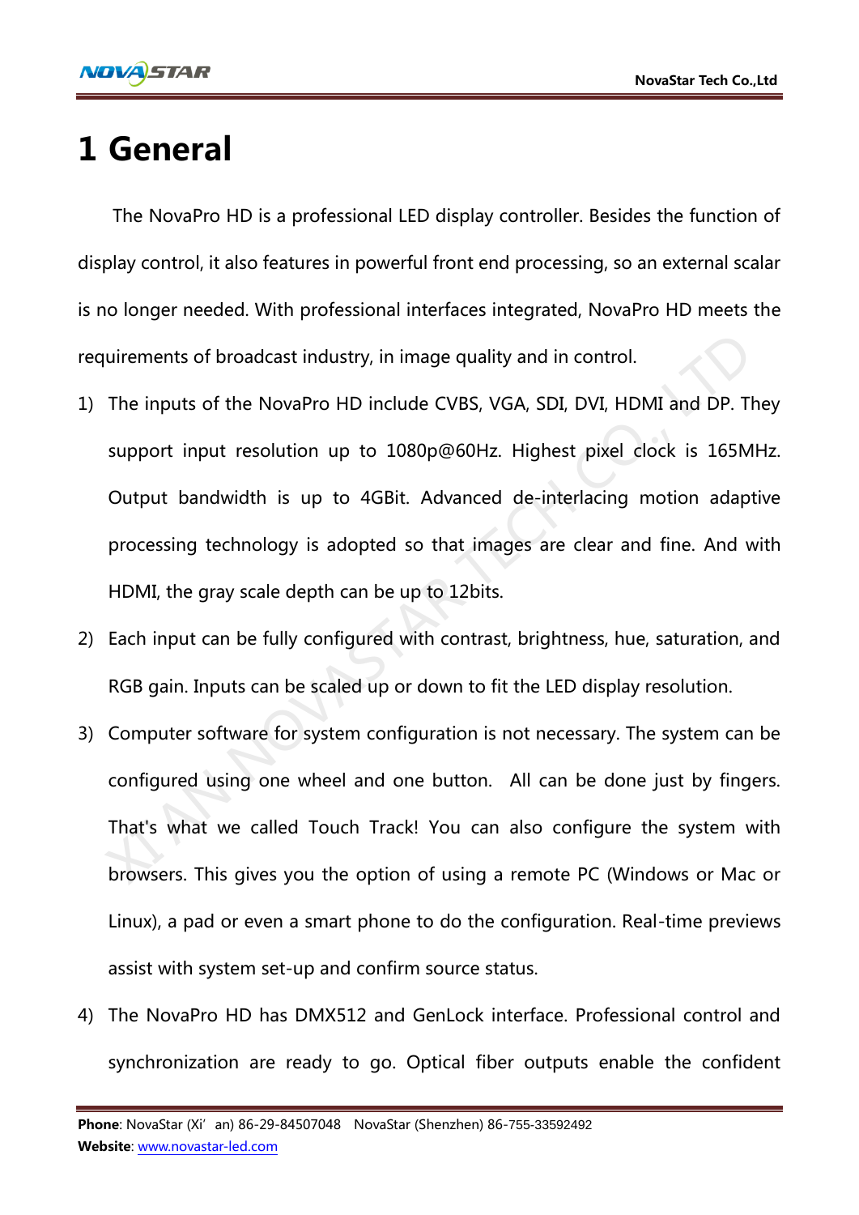# 1 General

The NovaPro HD is a professional LED display controller. Besides the function of display control, it also features in powerful front end processing, so an external scalar is no longer needed. With professional interfaces integrated, NovaPro HD meets the requirements of broadcast industry, in image quality and in control.

1) The inputs of the NovaPro HD include CVBS, VGA, SDI, DVI, HDMI and DP. They support input resolution up to 1080p@60Hz. Highest pixel clock is 165MHz. Output bandwidth is up to 4GBit. Advanced de-interlacing motion adaptive processing technology is adopted so that images are clear and fine. And with HDMI, the gray scale depth can be up to 12bits.
2) Each input can be fully configured with contrast, brightness, hue, saturation, and RGB gain. Inputs can be scaled up or down to fit the LED display resolution.
3) Computer software for system configuration is not necessary. The system can be configured using one wheel and one button. All can be done just by fingers. That's what we called Touch Track! You can also configure the system with browsers. This gives you the option of using a remote PC (Windows or Mac or Linux), a pad or even a smart phone to do the configuration. Real-time previews assist with system set-up and confirm source status.
4) The NovaPro HD has DMX512 and GenLock interface. Professional control and synchronization are ready to go. Optical fiber outputs enable the confident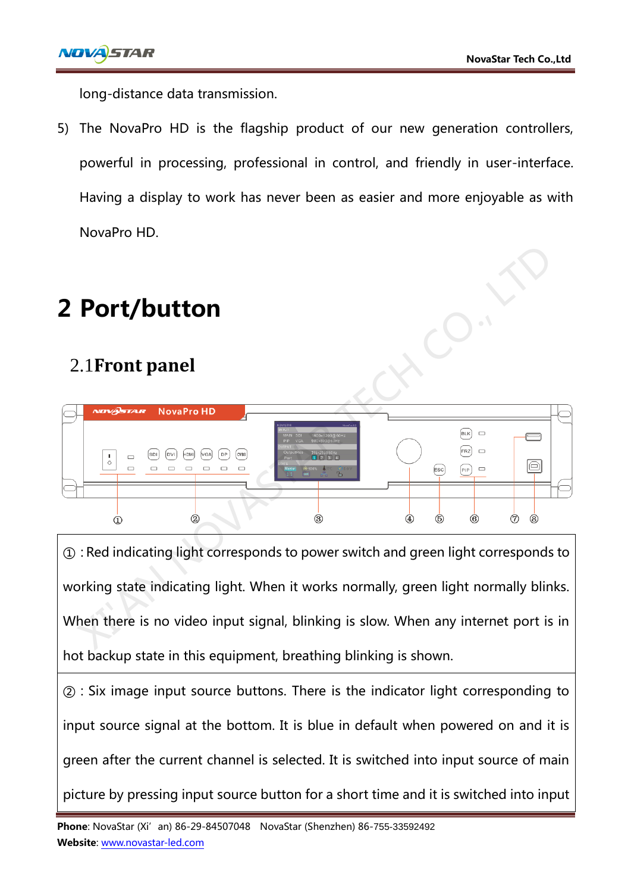long-distance data transmission.

5) The NovaPro HD is the flagship product of our new generation controllers, powerful in processing, professional in control, and friendly in user-interface. Having a display to work has never been as easier and more enjoyable as with NovaPro HD.

# 2 Port/button

## 2.1 Front panel

| |
|---|
| ①: Red indicating light corresponds to power switch and green light corresponds to working state indicating light. When it works normally, green light normally blinks. When there is no video input signal, blinking is slow. When any internet port is in hot backup state in this equipment, breathing blinking is shown. |
| ②: Six image input source buttons. There is the indicator light corresponding to input source signal at the bottom. It is blue in default when powered on and it is green after the current channel is selected. It is switched into input source of main picture by pressing input source button for a short time and it is switched into input |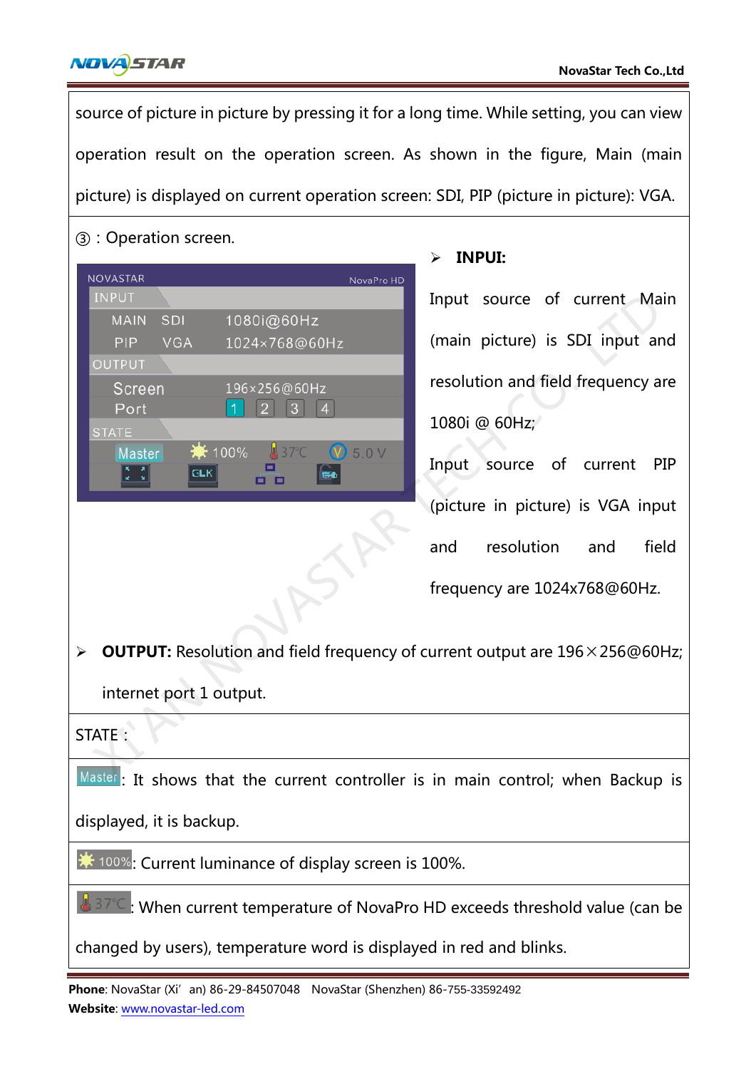source of picture in picture by pressing it for a long time. While setting, you can view operation result on the operation screen. As shown in the figure, Main (main picture) is displayed on current operation screen: SDI, PIP (picture in picture): VGA.

③ : Operation screen.

NOVASTAR NovaPro HD
INPUT
MAIN SDI 1080i@60Hz
PIP VGA 1024×768@60Hz
OUTPUT
Screen 196×256@60Hz
Port 1 2 3 4
STATE
Master 100% 37℃ 5.0 V
GLK

- **INPUI:**

Input source of current Main (main picture) is SDI input and resolution and field frequency are 1080i @ 60Hz;

Input source of current PIP (picture in picture) is VGA input and resolution and field frequency are 1024x768@60Hz.

- **OUTPUT:** Resolution and field frequency of current output are 196×256@60Hz; internet port 1 output.

STATE :

Master: It shows that the current controller is in main control; when Backup is displayed, it is backup.

100%: Current luminance of display screen is 100%.

37℃: When current temperature of NovaPro HD exceeds threshold value (can be changed by users), temperature word is displayed in red and blinks.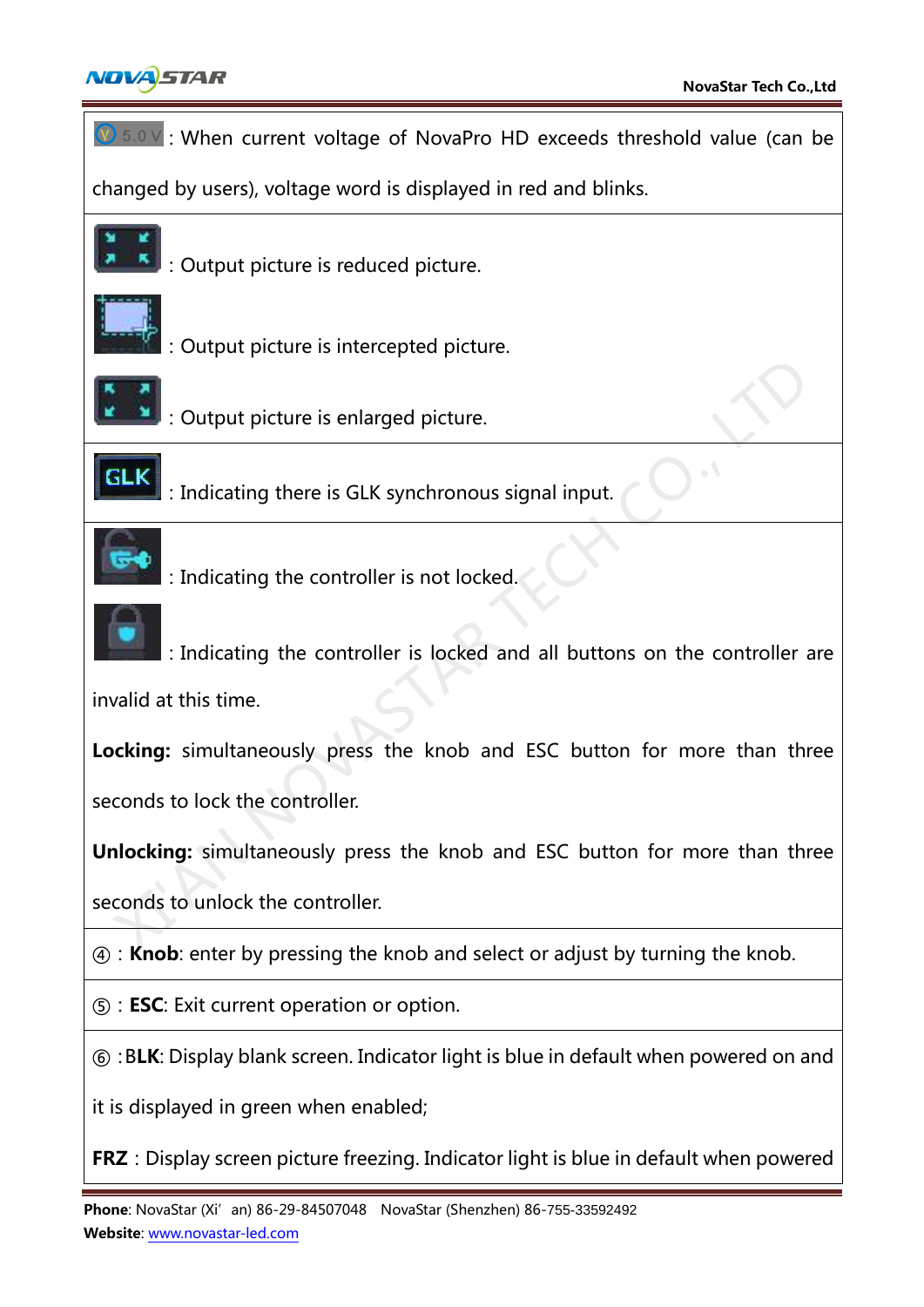5.0 V : When current voltage of NovaPro HD exceeds threshold value (can be changed by users), voltage word is displayed in red and blinks.

: Output picture is reduced picture.

: Output picture is intercepted picture.

: Output picture is enlarged picture.

: Indicating there is GLK synchronous signal input.

: Indicating the controller is not locked.

: Indicating the controller is locked and all buttons on the controller are invalid at this time.

**Locking:** simultaneously press the knob and ESC button for more than three seconds to lock the controller.

**Unlocking:** simultaneously press the knob and ESC button for more than three seconds to unlock the controller.

④ : **Knob**: enter by pressing the knob and select or adjust by turning the knob.

⑤ : **ESC**: Exit current operation or option.

⑥ :**BLK**: Display blank screen. Indicator light is blue in default when powered on and it is displayed in green when enabled;

**FRZ** : Display screen picture freezing. Indicator light is blue in default when powered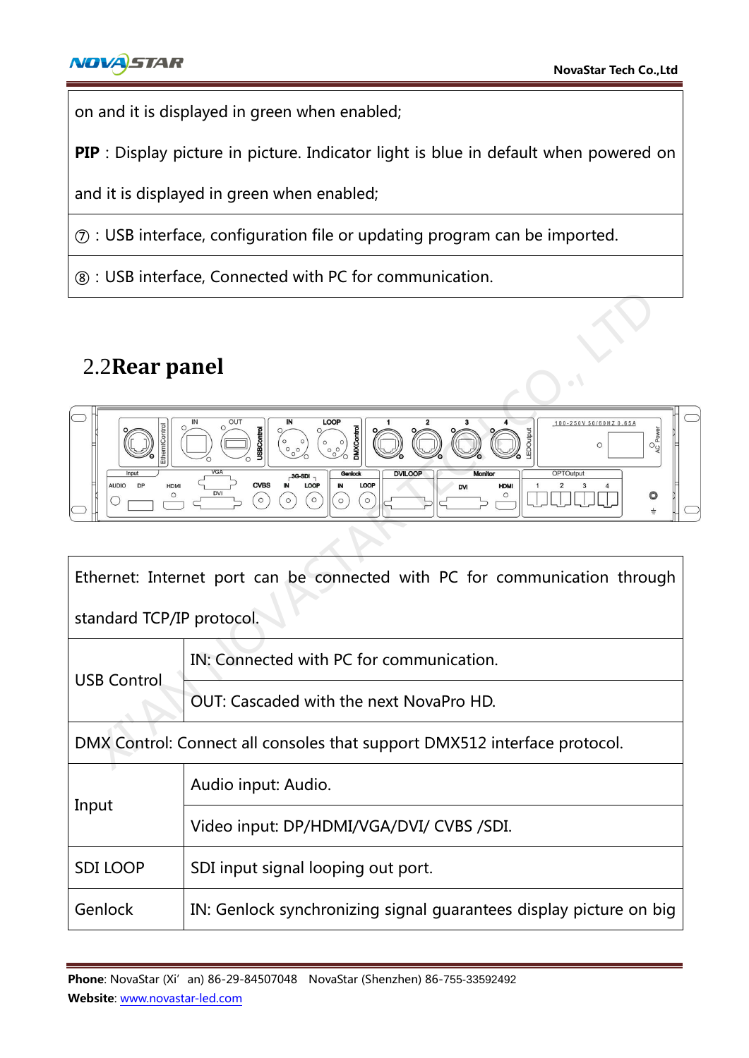| |
|---|
| on and it is displayed in green when enabled; **PIP**: Display picture in picture. Indicator light is blue in default when powered on and it is displayed in green when enabled; |
| ⑦: USB interface, configuration file or updating program can be imported. |
| ⑧: USB interface, Connected with PC for communication. |

## 2.2 Rear panel

| | |
|---|---|
| Ethernet: Internet port can be connected with PC for communication through standard TCP/IP protocol. | |
| USB Control | IN: Connected with PC for communication. |
| | OUT: Cascaded with the next NovaPro HD. |
| DMX Control: Connect all consoles that support DMX512 interface protocol. | |
| Input | Audio input: Audio. |
| | Video input: DP/HDMI/VGA/DVI/ CVBS /SDI. |
| SDI LOOP | SDI input signal looping out port. |
| Genlock | IN: Genlock synchronizing signal guarantees display picture on big |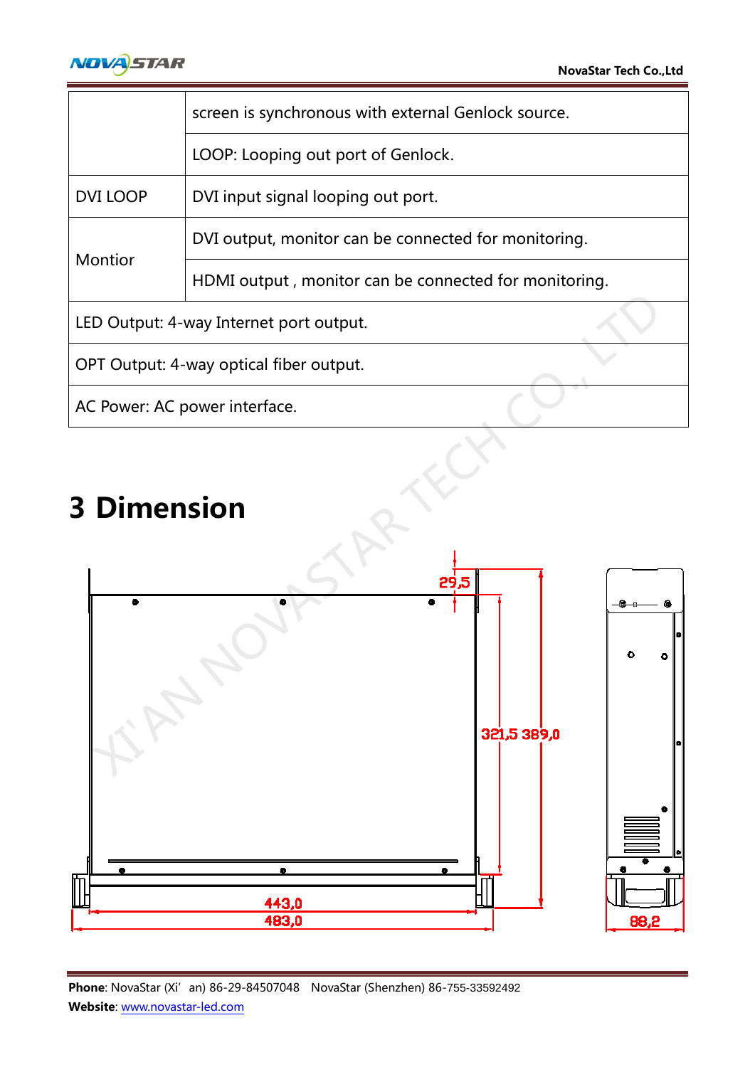| | |
|---|---|
| | screen is synchronous with external Genlock source. |
| | LOOP: Looping out port of Genlock. |
| DVI LOOP | DVI input signal looping out port. |
| Montior | DVI output, monitor can be connected for monitoring. |
| | HDMI output , monitor can be connected for monitoring. |
| LED Output: 4-way Internet port output. | |
| OPT Output: 4-way optical fiber output. | |
| AC Power: AC power interface. | |

# 3 Dimension

29,5

321,5 389,0

443,0

483,0

88,2

**Phone**: NovaStar (Xi'an) 86-29-84507048 NovaStar (Shenzhen) 86-755-33592492

**Website**: www.novastar-led.com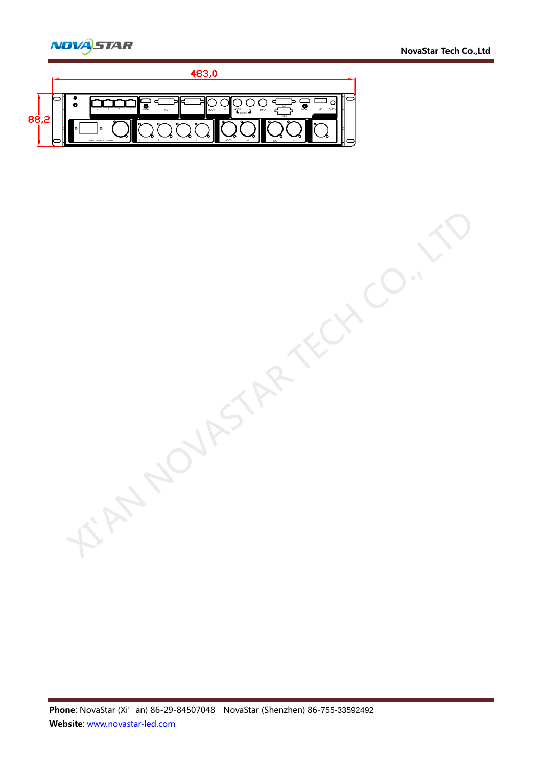483,0

88,2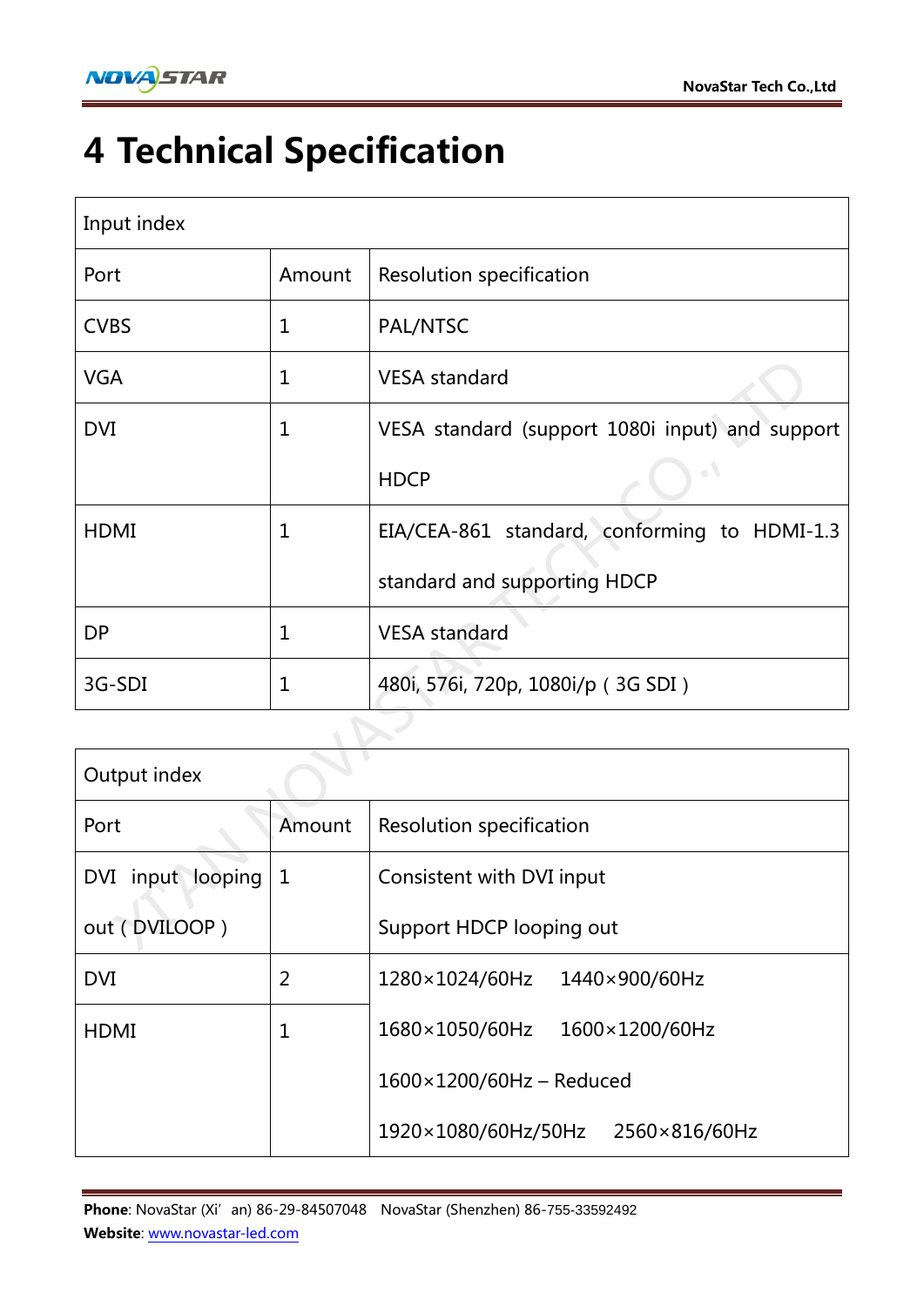# 4 Technical Specification

| Input index | | |
|---|---|---|
| Port | Amount | Resolution specification |
| CVBS | 1 | PAL/NTSC |
| VGA | 1 | VESA standard |
| DVI | 1 | VESA standard (support 1080i input) and support HDCP |
| HDMI | 1 | EIA/CEA-861 standard, conforming to HDMI-1.3 standard and supporting HDCP |
| DP | 1 | VESA standard |
| 3G-SDI | 1 | 480i, 576i, 720p, 1080i/p（3G SDI） |

| Output index | | |
|---|---|---|
| Port | Amount | Resolution specification |
| DVI input looping out（DVILOOP） | 1 | Consistent with DVI input<br>Support HDCP looping out |
| DVI | 2 | 1280×1024/60Hz 1440×900/60Hz<br>1680×1050/60Hz 1600×1200/60Hz<br>1600×1200/60Hz – Reduced<br>1920×1080/60Hz/50Hz 2560×816/60Hz |
| HDMI | 1 | |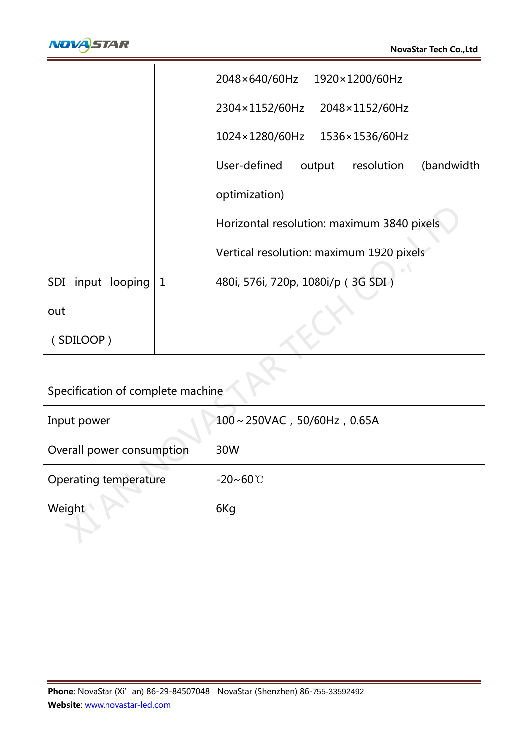| | | |
|---|---|---|
| | | 2048×640/60Hz 1920×1200/60Hz<br>2304×1152/60Hz 2048×1152/60Hz<br>1024×1280/60Hz 1536×1536/60Hz<br>User-defined output resolution (bandwidth optimization)<br>Horizontal resolution: maximum 3840 pixels<br>Vertical resolution: maximum 1920 pixels |
| SDI input looping out （SDILOOP） | 1 | 480i, 576i, 720p, 1080i/p（3G SDI） |

| Specification of complete machine | |
|---|---|
| Input power | 100～250VAC，50/60Hz，0.65A |
| Overall power consumption | 30W |
| Operating temperature | -20~60℃ |
| Weight | 6Kg |

**Phone**: NovaStar (Xi'an) 86-29-84507048 NovaStar (Shenzhen) 86-755-33592492
**Website**: www.novastar-led.com